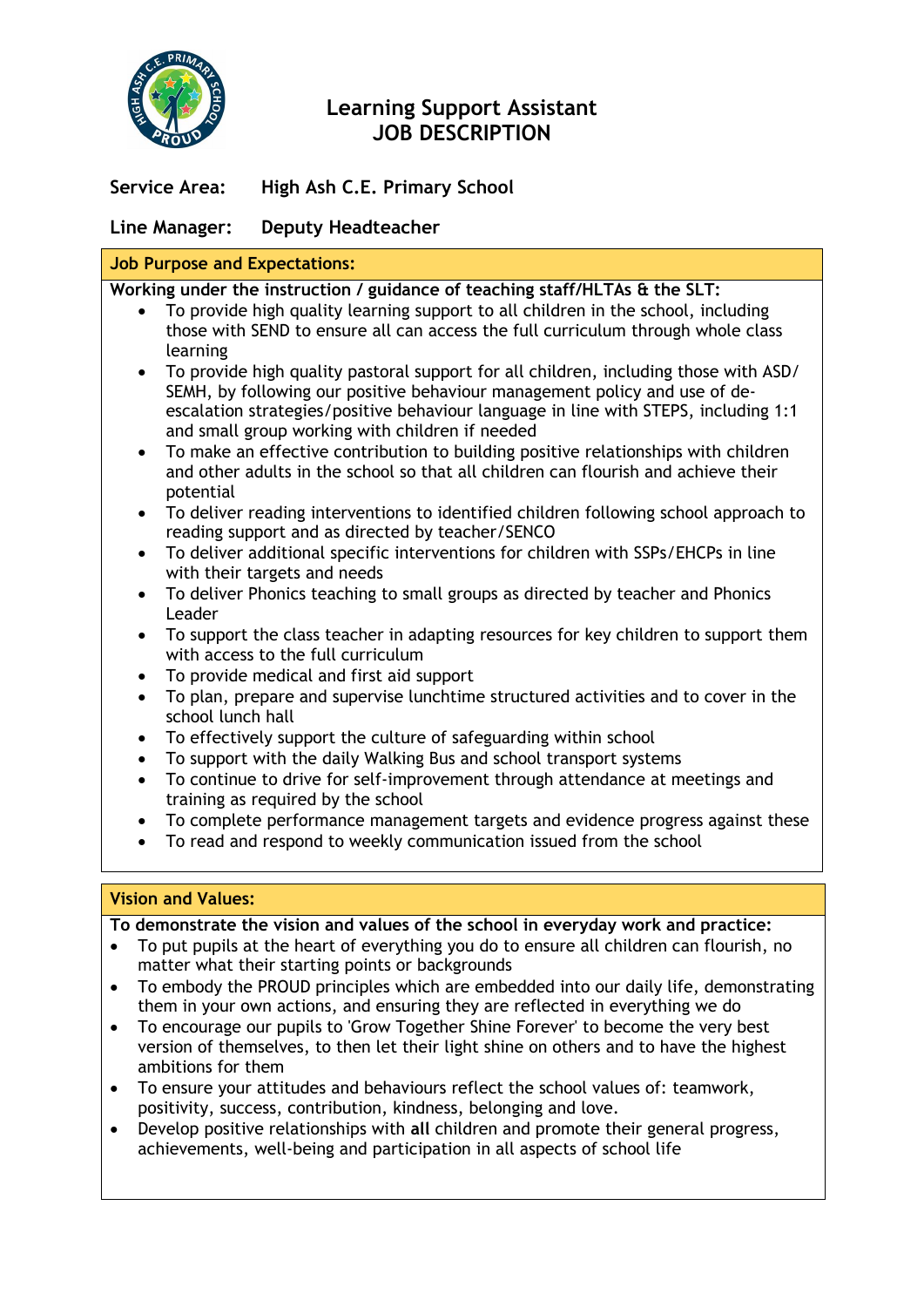# Learning Support Assistant
# JOB DESCRIPTION

**Service Area:** High Ash C.E. Primary School

**Line Manager:** Deputy Headteacher

## Job Purpose and Expectations:

**Working under the instruction / guidance of teaching staff/HLTAs & the SLT:**

- To provide high quality learning support to all children in the school, including those with SEND to ensure all can access the full curriculum through whole class learning
- To provide high quality pastoral support for all children, including those with ASD/ SEMH, by following our positive behaviour management policy and use of de-escalation strategies/positive behaviour language in line with STEPS, including 1:1 and small group working with children if needed
- To make an effective contribution to building positive relationships with children and other adults in the school so that all children can flourish and achieve their potential
- To deliver reading interventions to identified children following school approach to reading support and as directed by teacher/SENCO
- To deliver additional specific interventions for children with SSPs/EHCPs in line with their targets and needs
- To deliver Phonics teaching to small groups as directed by teacher and Phonics Leader
- To support the class teacher in adapting resources for key children to support them with access to the full curriculum
- To provide medical and first aid support
- To plan, prepare and supervise lunchtime structured activities and to cover in the school lunch hall
- To effectively support the culture of safeguarding within school
- To support with the daily Walking Bus and school transport systems
- To continue to drive for self-improvement through attendance at meetings and training as required by the school
- To complete performance management targets and evidence progress against these
- To read and respond to weekly communication issued from the school

## Vision and Values:

**To demonstrate the vision and values of the school in everyday work and practice:**

- To put pupils at the heart of everything you do to ensure all children can flourish, no matter what their starting points or backgrounds
- To embody the PROUD principles which are embedded into our daily life, demonstrating them in your own actions, and ensuring they are reflected in everything we do
- To encourage our pupils to 'Grow Together Shine Forever' to become the very best version of themselves, to then let their light shine on others and to have the highest ambitions for them
- To ensure your attitudes and behaviours reflect the school values of: teamwork, positivity, success, contribution, kindness, belonging and love.
- Develop positive relationships with **all** children and promote their general progress, achievements, well-being and participation in all aspects of school life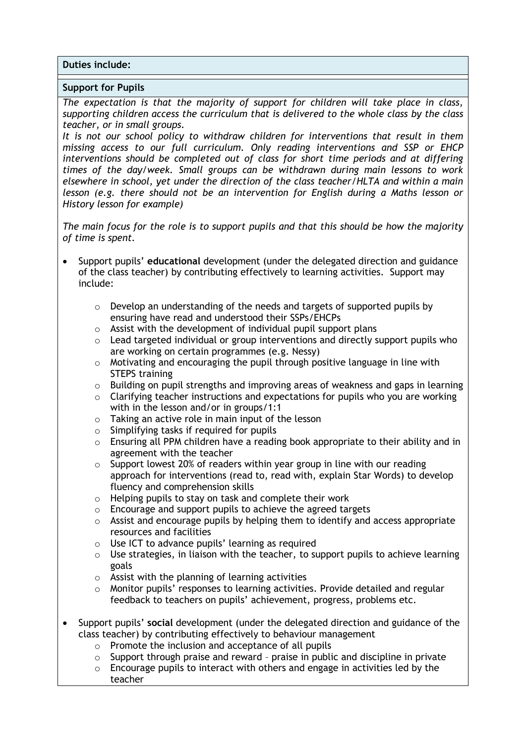**Duties include:**

**Support for Pupils**

*The expectation is that the majority of support for children will take place in class, supporting children access the curriculum that is delivered to the whole class by the class teacher, or in small groups.*

*It is not our school policy to withdraw children for interventions that result in them missing access to our full curriculum. Only reading interventions and SSP or EHCP interventions should be completed out of class for short time periods and at differing times of the day/week. Small groups can be withdrawn during main lessons to work elsewhere in school, yet under the direction of the class teacher/HLTA and within a main lesson (e.g. there should not be an intervention for English during a Maths lesson or History lesson for example)*

*The main focus for the role is to support pupils and that this should be how the majority of time is spent.*

- Support pupils' **educational** development (under the delegated direction and guidance of the class teacher) by contributing effectively to learning activities. Support may include:
    - Develop an understanding of the needs and targets of supported pupils by ensuring have read and understood their SSPs/EHCPs
    - Assist with the development of individual pupil support plans
    - Lead targeted individual or group interventions and directly support pupils who are working on certain programmes (e.g. Nessy)
    - Motivating and encouraging the pupil through positive language in line with STEPS training
    - Building on pupil strengths and improving areas of weakness and gaps in learning
    - Clarifying teacher instructions and expectations for pupils who you are working with in the lesson and/or in groups/1:1
    - Taking an active role in main input of the lesson
    - Simplifying tasks if required for pupils
    - Ensuring all PPM children have a reading book appropriate to their ability and in agreement with the teacher
    - Support lowest 20% of readers within year group in line with our reading approach for interventions (read to, read with, explain Star Words) to develop fluency and comprehension skills
    - Helping pupils to stay on task and complete their work
    - Encourage and support pupils to achieve the agreed targets
    - Assist and encourage pupils by helping them to identify and access appropriate resources and facilities
    - Use ICT to advance pupils' learning as required
    - Use strategies, in liaison with the teacher, to support pupils to achieve learning goals
    - Assist with the planning of learning activities
    - Monitor pupils' responses to learning activities. Provide detailed and regular feedback to teachers on pupils' achievement, progress, problems etc.

- Support pupils' **social** development (under the delegated direction and guidance of the class teacher) by contributing effectively to behaviour management
    - Promote the inclusion and acceptance of all pupils
    - Support through praise and reward – praise in public and discipline in private
    - Encourage pupils to interact with others and engage in activities led by the teacher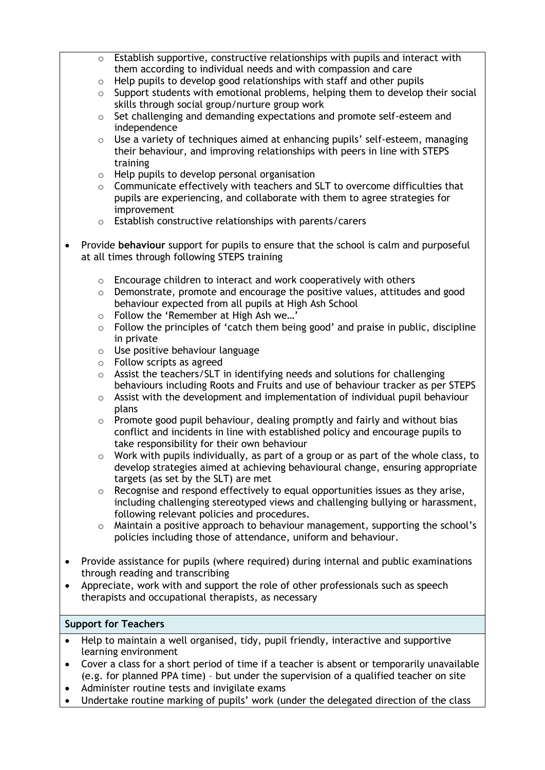- Establish supportive, constructive relationships with pupils and interact with them according to individual needs and with compassion and care
  - Help pupils to develop good relationships with staff and other pupils
  - Support students with emotional problems, helping them to develop their social skills through social group/nurture group work
  - Set challenging and demanding expectations and promote self-esteem and independence
  - Use a variety of techniques aimed at enhancing pupils' self-esteem, managing their behaviour, and improving relationships with peers in line with STEPS training
  - Help pupils to develop personal organisation
  - Communicate effectively with teachers and SLT to overcome difficulties that pupils are experiencing, and collaborate with them to agree strategies for improvement
  - Establish constructive relationships with parents/carers

- Provide **behaviour** support for pupils to ensure that the school is calm and purposeful at all times through following STEPS training

  - Encourage children to interact and work cooperatively with others
  - Demonstrate, promote and encourage the positive values, attitudes and good behaviour expected from all pupils at High Ash School
  - Follow the 'Remember at High Ash we…'
  - Follow the principles of 'catch them being good' and praise in public, discipline in private
  - Use positive behaviour language
  - Follow scripts as agreed
  - Assist the teachers/SLT in identifying needs and solutions for challenging behaviours including Roots and Fruits and use of behaviour tracker as per STEPS
  - Assist with the development and implementation of individual pupil behaviour plans
  - Promote good pupil behaviour, dealing promptly and fairly and without bias conflict and incidents in line with established policy and encourage pupils to take responsibility for their own behaviour
  - Work with pupils individually, as part of a group or as part of the whole class, to develop strategies aimed at achieving behavioural change, ensuring appropriate targets (as set by the SLT) are met
  - Recognise and respond effectively to equal opportunities issues as they arise, including challenging stereotyped views and challenging bullying or harassment, following relevant policies and procedures.
  - Maintain a positive approach to behaviour management, supporting the school's policies including those of attendance, uniform and behaviour.

- Provide assistance for pupils (where required) during internal and public examinations through reading and transcribing
- Appreciate, work with and support the role of other professionals such as speech therapists and occupational therapists, as necessary

**Support for Teachers**

- Help to maintain a well organised, tidy, pupil friendly, interactive and supportive learning environment
- Cover a class for a short period of time if a teacher is absent or temporarily unavailable (e.g. for planned PPA time) – but under the supervision of a qualified teacher on site
- Administer routine tests and invigilate exams
- Undertake routine marking of pupils' work (under the delegated direction of the class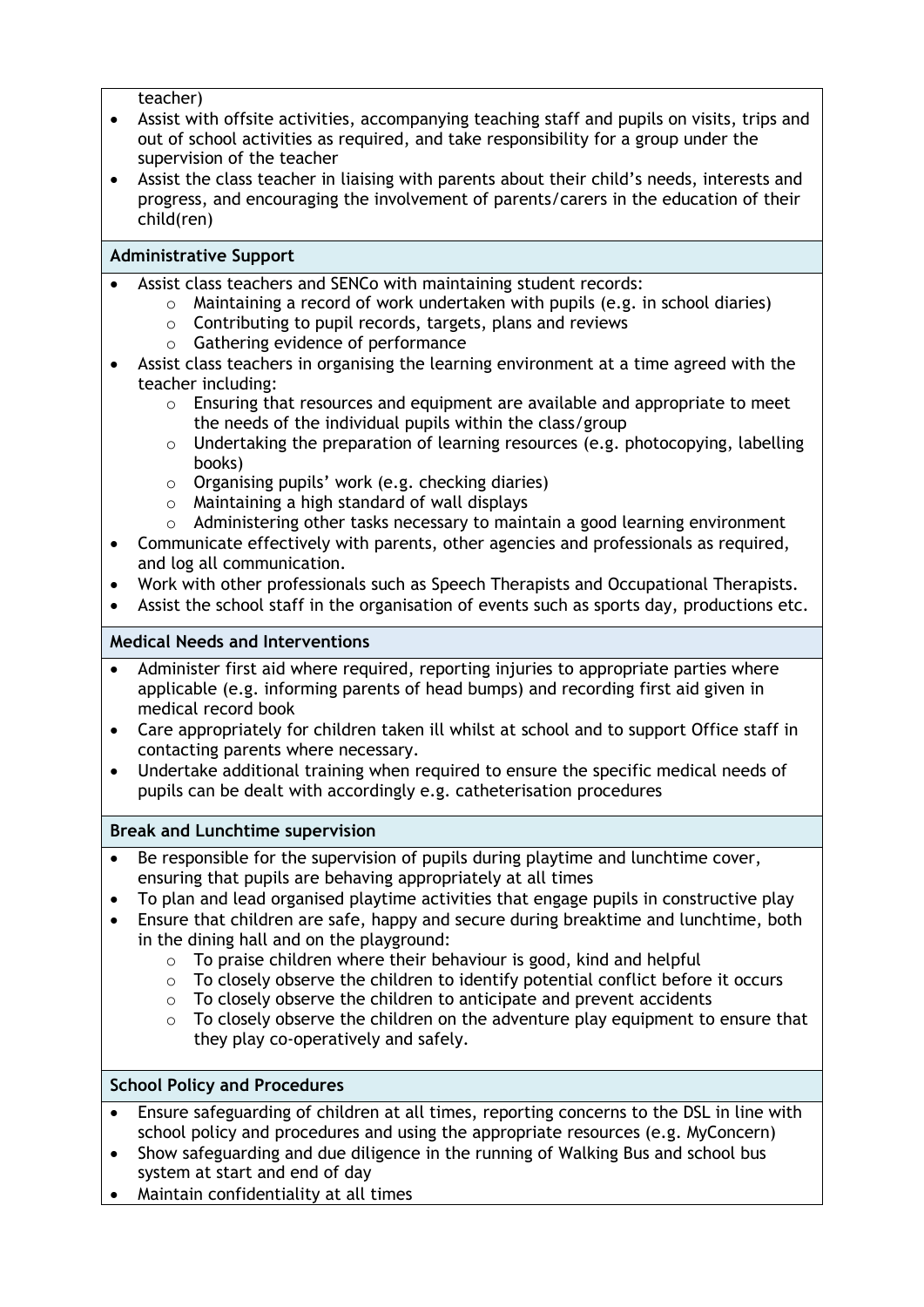teacher)

- Assist with offsite activities, accompanying teaching staff and pupils on visits, trips and out of school activities as required, and take responsibility for a group under the supervision of the teacher
- Assist the class teacher in liaising with parents about their child's needs, interests and progress, and encouraging the involvement of parents/carers in the education of their child(ren)

**Administrative Support**

- Assist class teachers and SENCo with maintaining student records:
  - Maintaining a record of work undertaken with pupils (e.g. in school diaries)
  - Contributing to pupil records, targets, plans and reviews
  - Gathering evidence of performance
- Assist class teachers in organising the learning environment at a time agreed with the teacher including:
  - Ensuring that resources and equipment are available and appropriate to meet the needs of the individual pupils within the class/group
  - Undertaking the preparation of learning resources (e.g. photocopying, labelling books)
  - Organising pupils' work (e.g. checking diaries)
  - Maintaining a high standard of wall displays
  - Administering other tasks necessary to maintain a good learning environment
- Communicate effectively with parents, other agencies and professionals as required, and log all communication.
- Work with other professionals such as Speech Therapists and Occupational Therapists.
- Assist the school staff in the organisation of events such as sports day, productions etc.

**Medical Needs and Interventions**

- Administer first aid where required, reporting injuries to appropriate parties where applicable (e.g. informing parents of head bumps) and recording first aid given in medical record book
- Care appropriately for children taken ill whilst at school and to support Office staff in contacting parents where necessary.
- Undertake additional training when required to ensure the specific medical needs of pupils can be dealt with accordingly e.g. catheterisation procedures

**Break and Lunchtime supervision**

- Be responsible for the supervision of pupils during playtime and lunchtime cover, ensuring that pupils are behaving appropriately at all times
- To plan and lead organised playtime activities that engage pupils in constructive play
- Ensure that children are safe, happy and secure during breaktime and lunchtime, both in the dining hall and on the playground:
  - To praise children where their behaviour is good, kind and helpful
  - To closely observe the children to identify potential conflict before it occurs
  - To closely observe the children to anticipate and prevent accidents
  - To closely observe the children on the adventure play equipment to ensure that they play co-operatively and safely.

**School Policy and Procedures**

- Ensure safeguarding of children at all times, reporting concerns to the DSL in line with school policy and procedures and using the appropriate resources (e.g. MyConcern)
- Show safeguarding and due diligence in the running of Walking Bus and school bus system at start and end of day
- Maintain confidentiality at all times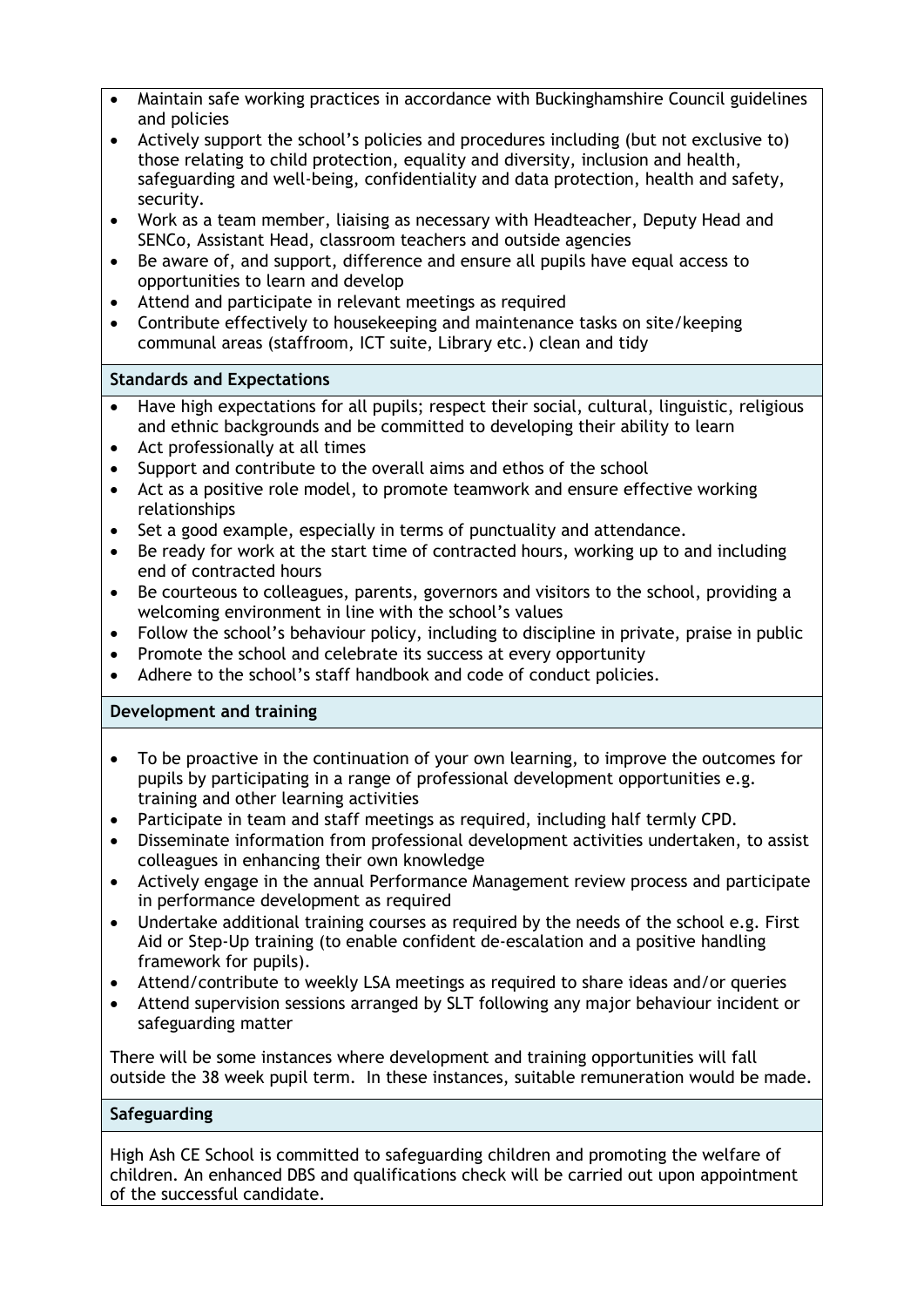- Maintain safe working practices in accordance with Buckinghamshire Council guidelines and policies
- Actively support the school's policies and procedures including (but not exclusive to) those relating to child protection, equality and diversity, inclusion and health, safeguarding and well-being, confidentiality and data protection, health and safety, security.
- Work as a team member, liaising as necessary with Headteacher, Deputy Head and SENCo, Assistant Head, classroom teachers and outside agencies
- Be aware of, and support, difference and ensure all pupils have equal access to opportunities to learn and develop
- Attend and participate in relevant meetings as required
- Contribute effectively to housekeeping and maintenance tasks on site/keeping communal areas (staffroom, ICT suite, Library etc.) clean and tidy

**Standards and Expectations**

- Have high expectations for all pupils; respect their social, cultural, linguistic, religious and ethnic backgrounds and be committed to developing their ability to learn
- Act professionally at all times
- Support and contribute to the overall aims and ethos of the school
- Act as a positive role model, to promote teamwork and ensure effective working relationships
- Set a good example, especially in terms of punctuality and attendance.
- Be ready for work at the start time of contracted hours, working up to and including end of contracted hours
- Be courteous to colleagues, parents, governors and visitors to the school, providing a welcoming environment in line with the school's values
- Follow the school's behaviour policy, including to discipline in private, praise in public
- Promote the school and celebrate its success at every opportunity
- Adhere to the school's staff handbook and code of conduct policies.

**Development and training**

- To be proactive in the continuation of your own learning, to improve the outcomes for pupils by participating in a range of professional development opportunities e.g. training and other learning activities
- Participate in team and staff meetings as required, including half termly CPD.
- Disseminate information from professional development activities undertaken, to assist colleagues in enhancing their own knowledge
- Actively engage in the annual Performance Management review process and participate in performance development as required
- Undertake additional training courses as required by the needs of the school e.g. First Aid or Step-Up training (to enable confident de-escalation and a positive handling framework for pupils).
- Attend/contribute to weekly LSA meetings as required to share ideas and/or queries
- Attend supervision sessions arranged by SLT following any major behaviour incident or safeguarding matter

There will be some instances where development and training opportunities will fall outside the 38 week pupil term. In these instances, suitable remuneration would be made.

**Safeguarding**

High Ash CE School is committed to safeguarding children and promoting the welfare of children. An enhanced DBS and qualifications check will be carried out upon appointment of the successful candidate.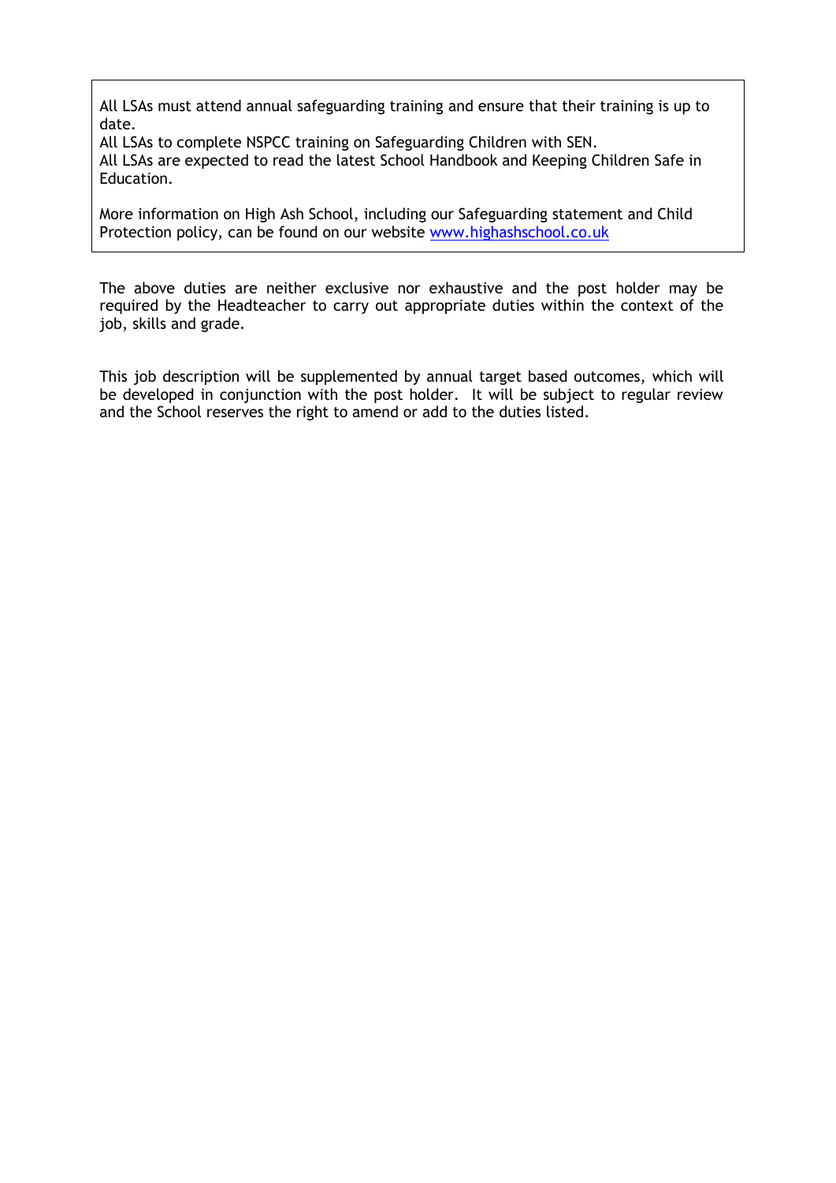All LSAs must attend annual safeguarding training and ensure that their training is up to date.
All LSAs to complete NSPCC training on Safeguarding Children with SEN.
All LSAs are expected to read the latest School Handbook and Keeping Children Safe in Education.

More information on High Ash School, including our Safeguarding statement and Child Protection policy, can be found on our website [www.highashschool.co.uk](http://www.highashschool.co.uk)

The above duties are neither exclusive nor exhaustive and the post holder may be required by the Headteacher to carry out appropriate duties within the context of the job, skills and grade.

This job description will be supplemented by annual target based outcomes, which will be developed in conjunction with the post holder. It will be subject to regular review and the School reserves the right to amend or add to the duties listed.